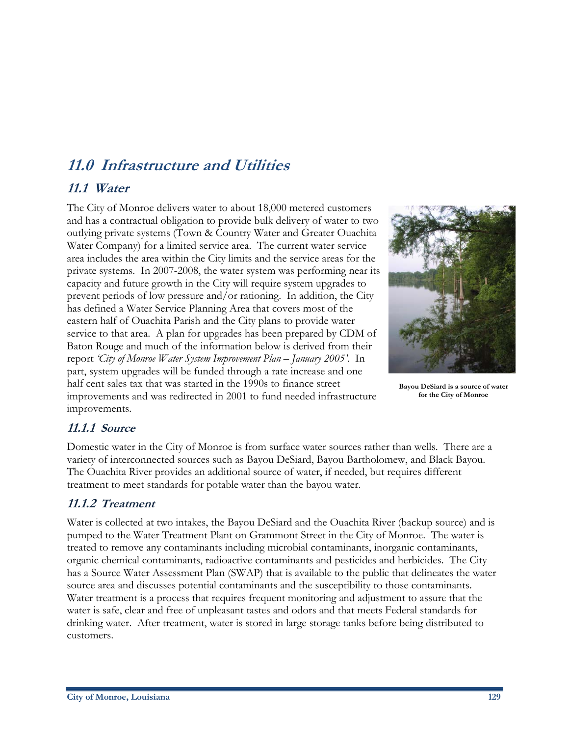# 11.0 Infrastructure and Utilities

## 11.1 Water

The City of Monroe delivers water to about 18,000 metered customers and has a contractual obligation to provide bulk delivery of water to two outlying private systems (Town & Country Water and Greater Ouachita Water Company) for a limited service area. The current water service area includes the area within the City limits and the service areas for the private systems. In 2007-2008, the water system was performing near its capacity and future growth in the City will require system upgrades to prevent periods of low pressure and/or rationing. In addition, the City has defined a Water Service Planning Area that covers most of the eastern half of Ouachita Parish and the City plans to provide water service to that area. A plan for upgrades has been prepared by CDM of Baton Rouge and much of the information below is derived from their report *'City of Monroe Water System Improvement Plan – January 2005'*. In part, system upgrades will be funded through a rate increase and one half cent sales tax that was started in the 1990s to finance street improvements and was redirected in 2001 to fund needed infrastructure improvements.

**Bayou DeSiard is a source of water for the City of Monroe**

### 11.1.1 Source

Domestic water in the City of Monroe is from surface water sources rather than wells. There are a variety of interconnected sources such as Bayou DeSiard, Bayou Bartholomew, and Black Bayou. The Ouachita River provides an additional source of water, if needed, but requires different treatment to meet standards for potable water than the bayou water.

### 11.1.2 Treatment

Water is collected at two intakes, the Bayou DeSiard and the Ouachita River (backup source) and is pumped to the Water Treatment Plant on Grammont Street in the City of Monroe. The water is treated to remove any contaminants including microbial contaminants, inorganic contaminants, organic chemical contaminants, radioactive contaminants and pesticides and herbicides. The City has a Source Water Assessment Plan (SWAP) that is available to the public that delineates the water source area and discusses potential contaminants and the susceptibility to those contaminants. Water treatment is a process that requires frequent monitoring and adjustment to assure that the water is safe, clear and free of unpleasant tastes and odors and that meets Federal standards for drinking water. After treatment, water is stored in large storage tanks before being distributed to customers.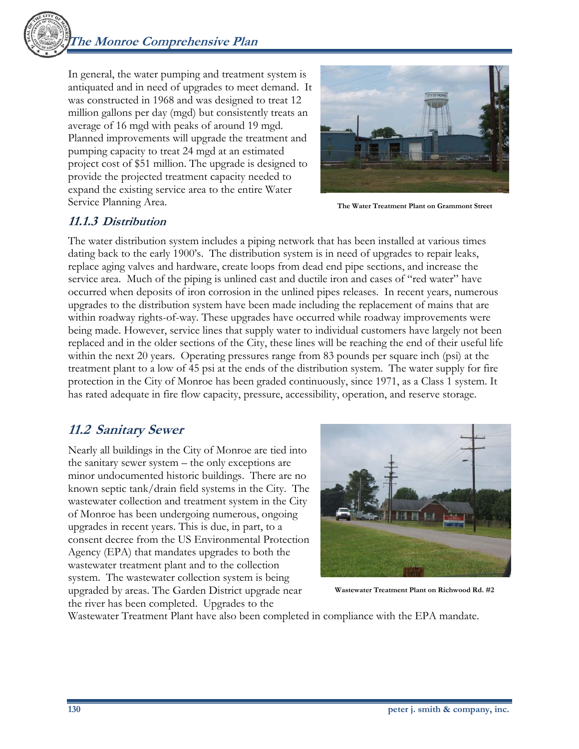In general, the water pumping and treatment system is antiquated and in need of upgrades to meet demand. It was constructed in 1968 and was designed to treat 12 million gallons per day (mgd) but consistently treats an average of 16 mgd with peaks of around 19 mgd. Planned improvements will upgrade the treatment and pumping capacity to treat 24 mgd at an estimated project cost of $51 million. The upgrade is designed to provide the projected treatment capacity needed to expand the existing service area to the entire Water Service Planning Area.

**The Water Treatment Plant on Grammont Street**

### 11.1.3 Distribution

The water distribution system includes a piping network that has been installed at various times dating back to the early 1900's. The distribution system is in need of upgrades to repair leaks, replace aging valves and hardware, create loops from dead end pipe sections, and increase the service area. Much of the piping is unlined cast and ductile iron and cases of "red water" have occurred when deposits of iron corrosion in the unlined pipes releases. In recent years, numerous upgrades to the distribution system have been made including the replacement of mains that are within roadway rights-of-way. These upgrades have occurred while roadway improvements were being made. However, service lines that supply water to individual customers have largely not been replaced and in the older sections of the City, these lines will be reaching the end of their useful life within the next 20 years. Operating pressures range from 83 pounds per square inch (psi) at the treatment plant to a low of 45 psi at the ends of the distribution system. The water supply for fire protection in the City of Monroe has been graded continuously, since 1971, as a Class 1 system. It has rated adequate in fire flow capacity, pressure, accessibility, operation, and reserve storage.

## 11.2 Sanitary Sewer

Nearly all buildings in the City of Monroe are tied into the sanitary sewer system – the only exceptions are minor undocumented historic buildings. There are no known septic tank/drain field systems in the City. The wastewater collection and treatment system in the City of Monroe has been undergoing numerous, ongoing upgrades in recent years. This is due, in part, to a consent decree from the US Environmental Protection Agency (EPA) that mandates upgrades to both the wastewater treatment plant and to the collection system. The wastewater collection system is being upgraded by areas. The Garden District upgrade near the river has been completed. Upgrades to the Wastewater Treatment Plant have also been completed in compliance with the EPA mandate.

**Wastewater Treatment Plant on Richwood Rd. #2**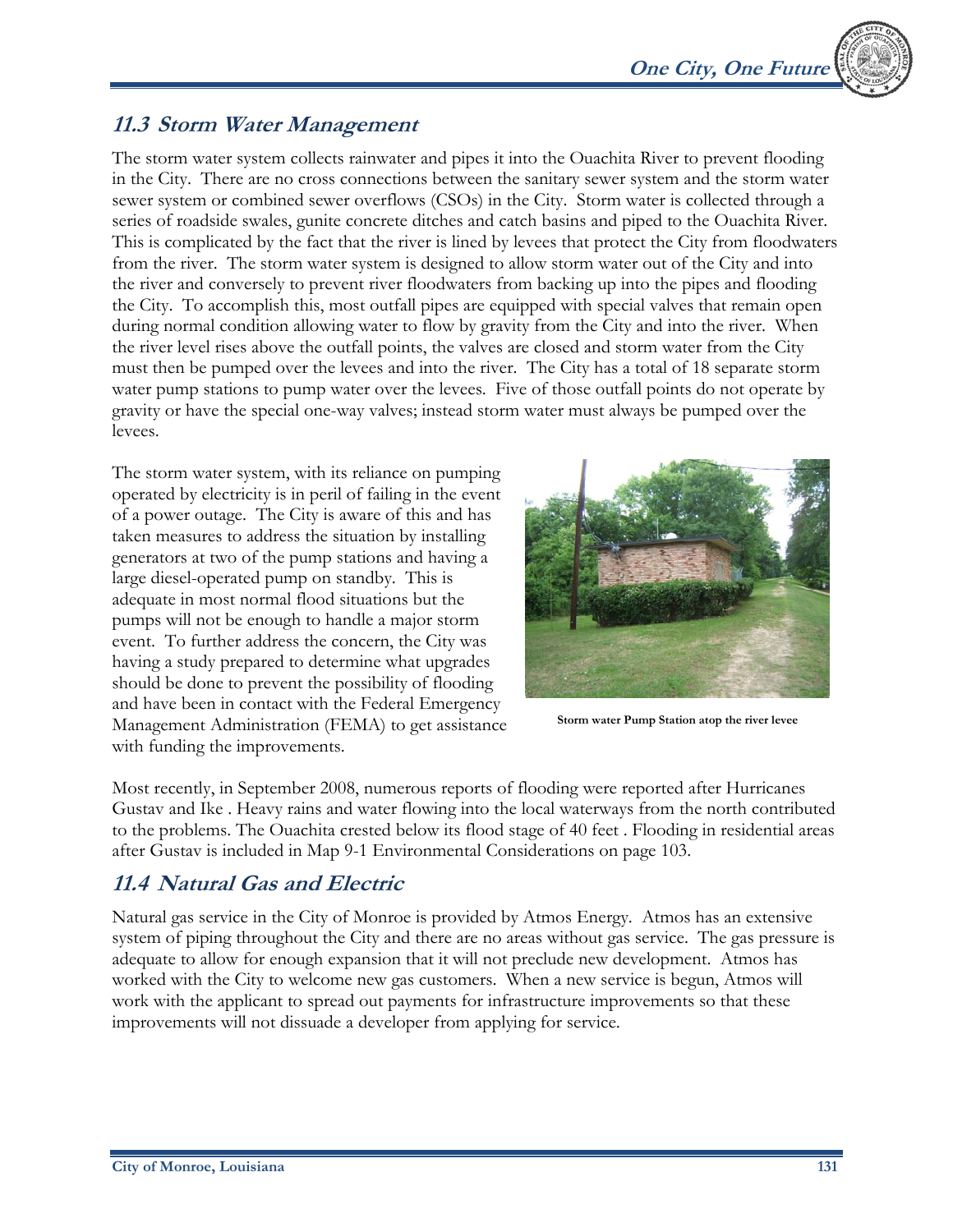## 11.3 Storm Water Management

The storm water system collects rainwater and pipes it into the Ouachita River to prevent flooding in the City. There are no cross connections between the sanitary sewer system and the storm water sewer system or combined sewer overflows (CSOs) in the City. Storm water is collected through a series of roadside swales, gunite concrete ditches and catch basins and piped to the Ouachita River. This is complicated by the fact that the river is lined by levees that protect the City from floodwaters from the river. The storm water system is designed to allow storm water out of the City and into the river and conversely to prevent river floodwaters from backing up into the pipes and flooding the City. To accomplish this, most outfall pipes are equipped with special valves that remain open during normal condition allowing water to flow by gravity from the City and into the river. When the river level rises above the outfall points, the valves are closed and storm water from the City must then be pumped over the levees and into the river. The City has a total of 18 separate storm water pump stations to pump water over the levees. Five of those outfall points do not operate by gravity or have the special one-way valves; instead storm water must always be pumped over the levees.

The storm water system, with its reliance on pumping operated by electricity is in peril of failing in the event of a power outage. The City is aware of this and has taken measures to address the situation by installing generators at two of the pump stations and having a large diesel-operated pump on standby. This is adequate in most normal flood situations but the pumps will not be enough to handle a major storm event. To further address the concern, the City was having a study prepared to determine what upgrades should be done to prevent the possibility of flooding and have been in contact with the Federal Emergency Management Administration (FEMA) to get assistance with funding the improvements.

**Storm water Pump Station atop the river levee**

Most recently, in September 2008, numerous reports of flooding were reported after Hurricanes Gustav and Ike . Heavy rains and water flowing into the local waterways from the north contributed to the problems. The Ouachita crested below its flood stage of 40 feet . Flooding in residential areas after Gustav is included in Map 9-1 Environmental Considerations on page 103.

## 11.4 Natural Gas and Electric

Natural gas service in the City of Monroe is provided by Atmos Energy. Atmos has an extensive system of piping throughout the City and there are no areas without gas service. The gas pressure is adequate to allow for enough expansion that it will not preclude new development. Atmos has worked with the City to welcome new gas customers. When a new service is begun, Atmos will work with the applicant to spread out payments for infrastructure improvements so that these improvements will not dissuade a developer from applying for service.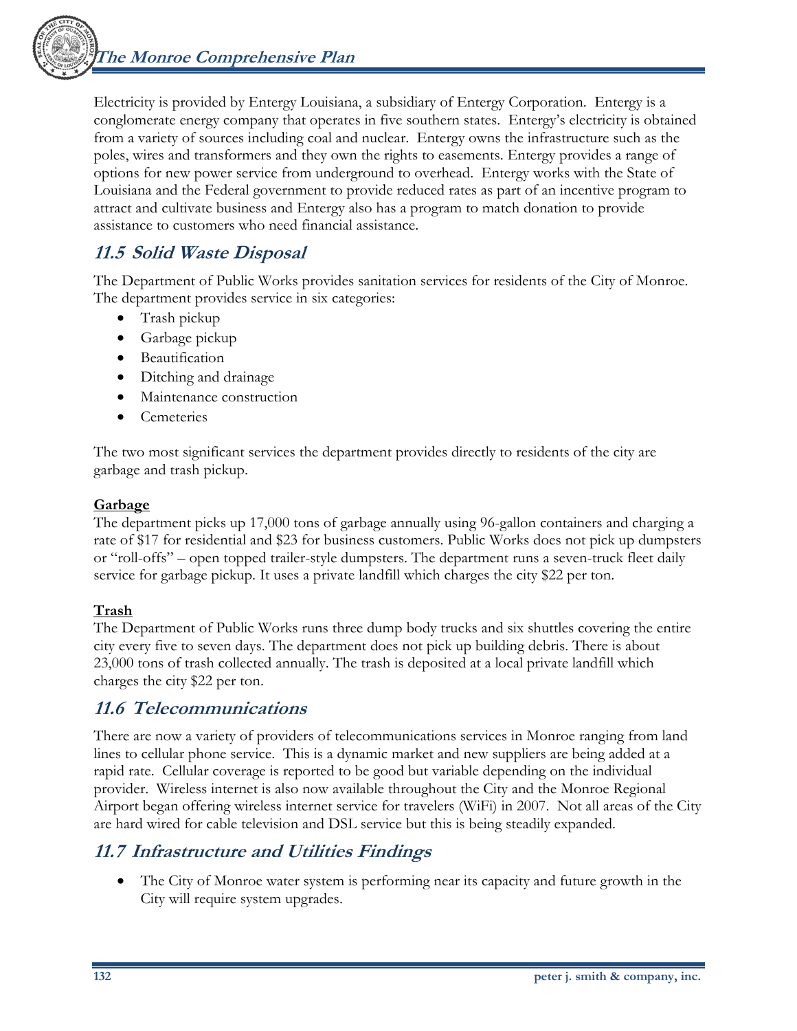Electricity is provided by Entergy Louisiana, a subsidiary of Entergy Corporation. Entergy is a conglomerate energy company that operates in five southern states. Entergy's electricity is obtained from a variety of sources including coal and nuclear. Entergy owns the infrastructure such as the poles, wires and transformers and they own the rights to easements. Entergy provides a range of options for new power service from underground to overhead. Entergy works with the State of Louisiana and the Federal government to provide reduced rates as part of an incentive program to attract and cultivate business and Entergy also has a program to match donation to provide assistance to customers who need financial assistance.

## 11.5 Solid Waste Disposal

The Department of Public Works provides sanitation services for residents of the City of Monroe. The department provides service in six categories:

- Trash pickup
- Garbage pickup
- Beautification
- Ditching and drainage
- Maintenance construction
- Cemeteries

The two most significant services the department provides directly to residents of the city are garbage and trash pickup.

**Garbage**

The department picks up 17,000 tons of garbage annually using 96-gallon containers and charging a rate of $17 for residential and $23 for business customers. Public Works does not pick up dumpsters or "roll-offs" – open topped trailer-style dumpsters. The department runs a seven-truck fleet daily service for garbage pickup. It uses a private landfill which charges the city $22 per ton.

**Trash**

The Department of Public Works runs three dump body trucks and six shuttles covering the entire city every five to seven days. The department does not pick up building debris. There is about 23,000 tons of trash collected annually. The trash is deposited at a local private landfill which charges the city $22 per ton.

## 11.6 Telecommunications

There are now a variety of providers of telecommunications services in Monroe ranging from land lines to cellular phone service. This is a dynamic market and new suppliers are being added at a rapid rate. Cellular coverage is reported to be good but variable depending on the individual provider. Wireless internet is also now available throughout the City and the Monroe Regional Airport began offering wireless internet service for travelers (WiFi) in 2007. Not all areas of the City are hard wired for cable television and DSL service but this is being steadily expanded.

## 11.7 Infrastructure and Utilities Findings

- The City of Monroe water system is performing near its capacity and future growth in the City will require system upgrades.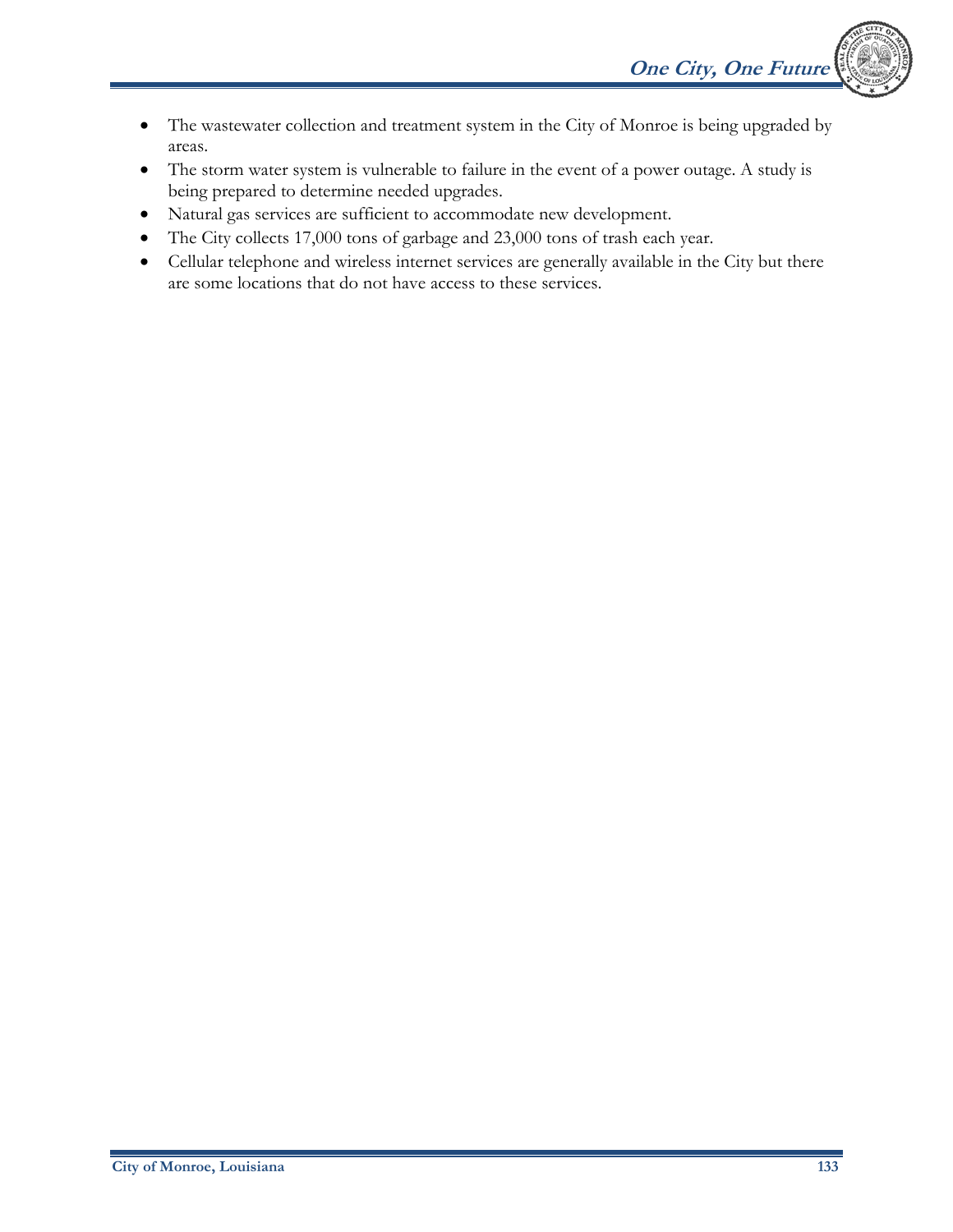- The wastewater collection and treatment system in the City of Monroe is being upgraded by areas.
- The storm water system is vulnerable to failure in the event of a power outage. A study is being prepared to determine needed upgrades.
- Natural gas services are sufficient to accommodate new development.
- The City collects 17,000 tons of garbage and 23,000 tons of trash each year.
- Cellular telephone and wireless internet services are generally available in the City but there are some locations that do not have access to these services.